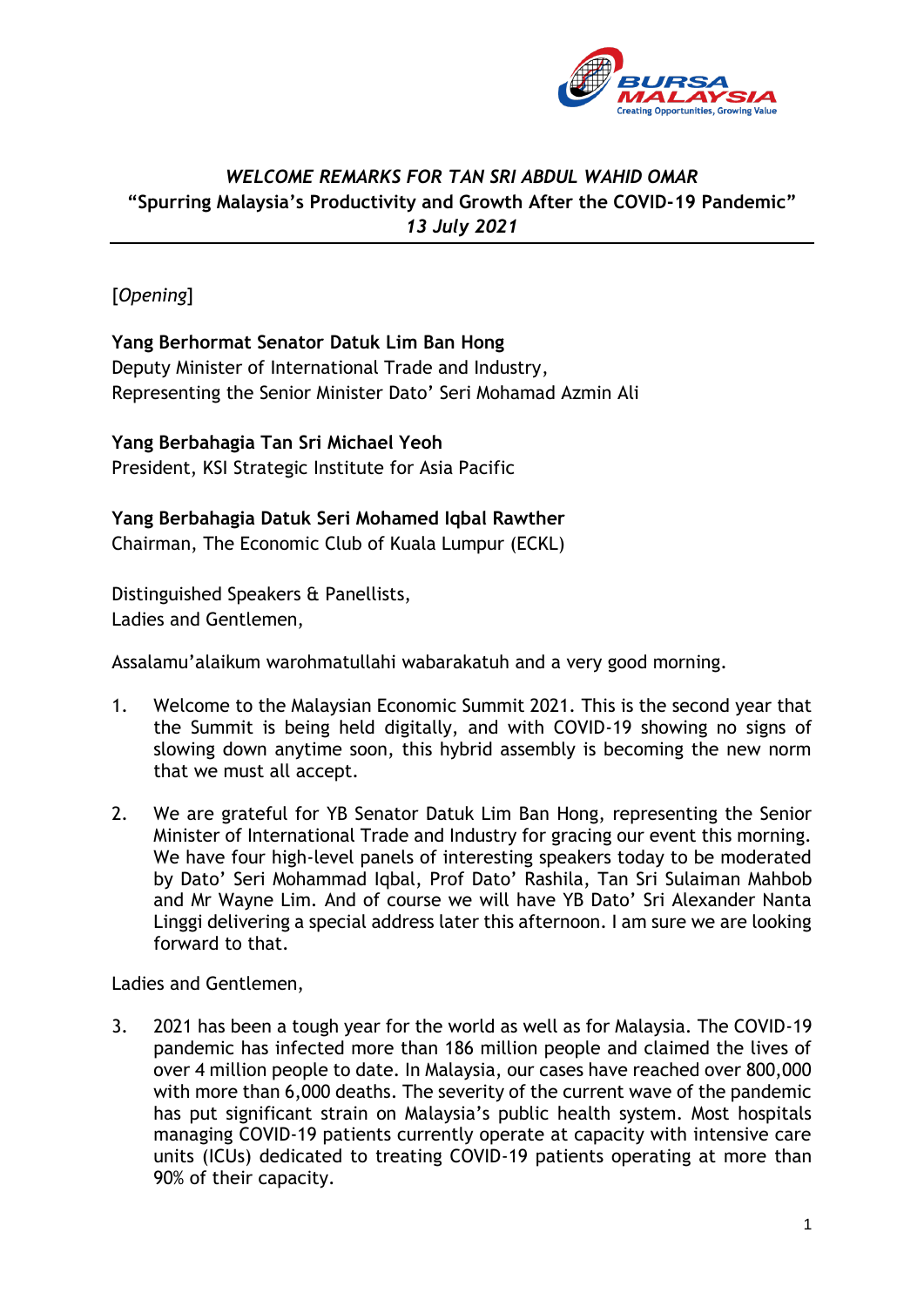***WELCOME REMARKS FOR TAN SRI ABDUL WAHID OMAR***
**"Spurring Malaysia's Productivity and Growth After the COVID-19 Pandemic"**
***13 July 2021***

---

[*Opening*]

**Yang Berhormat Senator Datuk Lim Ban Hong**
Deputy Minister of International Trade and Industry,
Representing the Senior Minister Dato' Seri Mohamad Azmin Ali

**Yang Berbahagia Tan Sri Michael Yeoh**
President, KSI Strategic Institute for Asia Pacific

**Yang Berbahagia Datuk Seri Mohamed Iqbal Rawther**
Chairman, The Economic Club of Kuala Lumpur (ECKL)

Distinguished Speakers & Panellists,
Ladies and Gentlemen,

Assalamu'alaikum warohmatullahi wabarakatuh and a very good morning.

1. Welcome to the Malaysian Economic Summit 2021. This is the second year that the Summit is being held digitally, and with COVID-19 showing no signs of slowing down anytime soon, this hybrid assembly is becoming the new norm that we must all accept.

2. We are grateful for YB Senator Datuk Lim Ban Hong, representing the Senior Minister of International Trade and Industry for gracing our event this morning. We have four high-level panels of interesting speakers today to be moderated by Dato' Seri Mohammad Iqbal, Prof Dato' Rashila, Tan Sri Sulaiman Mahbob and Mr Wayne Lim. And of course we will have YB Dato' Sri Alexander Nanta Linggi delivering a special address later this afternoon. I am sure we are looking forward to that.

Ladies and Gentlemen,

3. 2021 has been a tough year for the world as well as for Malaysia. The COVID-19 pandemic has infected more than 186 million people and claimed the lives of over 4 million people to date. In Malaysia, our cases have reached over 800,000 with more than 6,000 deaths. The severity of the current wave of the pandemic has put significant strain on Malaysia's public health system. Most hospitals managing COVID-19 patients currently operate at capacity with intensive care units (ICUs) dedicated to treating COVID-19 patients operating at more than 90% of their capacity.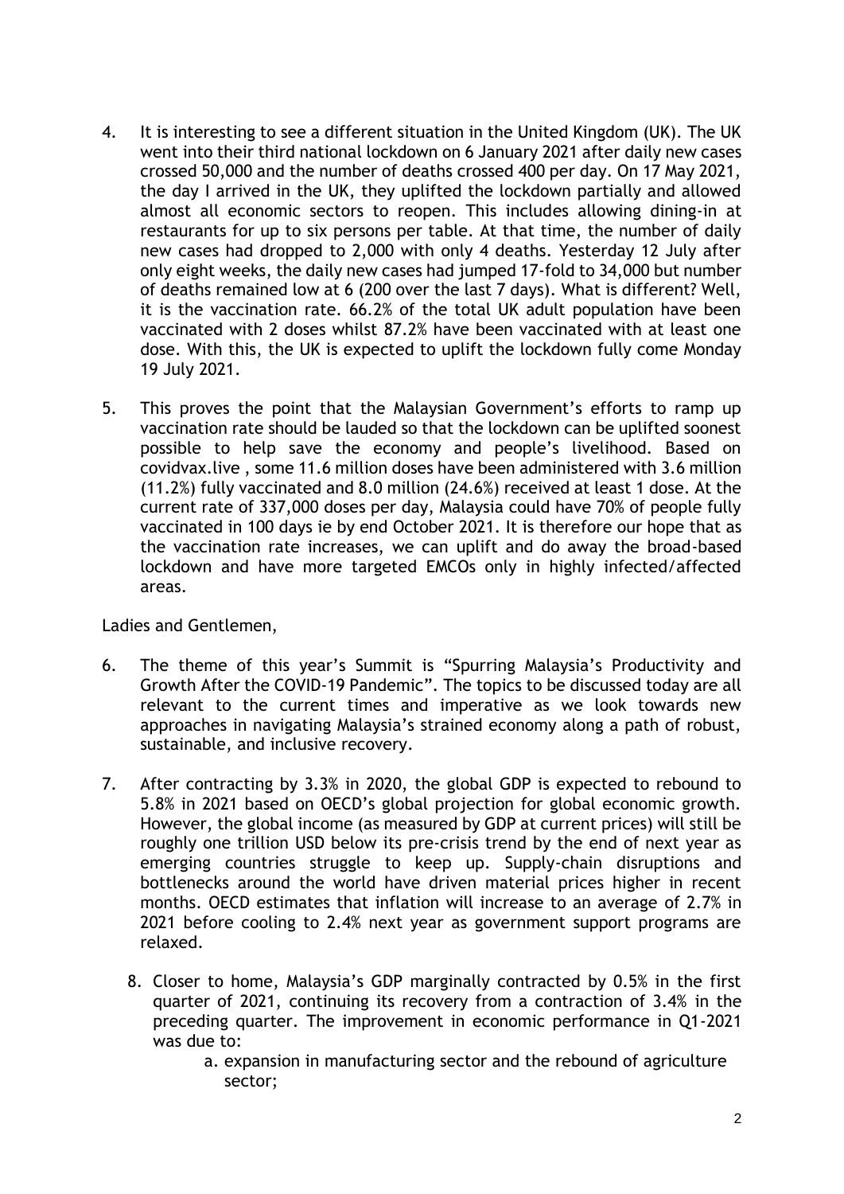4. It is interesting to see a different situation in the United Kingdom (UK). The UK went into their third national lockdown on 6 January 2021 after daily new cases crossed 50,000 and the number of deaths crossed 400 per day. On 17 May 2021, the day I arrived in the UK, they uplifted the lockdown partially and allowed almost all economic sectors to reopen. This includes allowing dining-in at restaurants for up to six persons per table. At that time, the number of daily new cases had dropped to 2,000 with only 4 deaths. Yesterday 12 July after only eight weeks, the daily new cases had jumped 17-fold to 34,000 but number of deaths remained low at 6 (200 over the last 7 days). What is different? Well, it is the vaccination rate. 66.2% of the total UK adult population have been vaccinated with 2 doses whilst 87.2% have been vaccinated with at least one dose. With this, the UK is expected to uplift the lockdown fully come Monday 19 July 2021.

5. This proves the point that the Malaysian Government's efforts to ramp up vaccination rate should be lauded so that the lockdown can be uplifted soonest possible to help save the economy and people's livelihood. Based on covidvax.live , some 11.6 million doses have been administered with 3.6 million (11.2%) fully vaccinated and 8.0 million (24.6%) received at least 1 dose. At the current rate of 337,000 doses per day, Malaysia could have 70% of people fully vaccinated in 100 days ie by end October 2021. It is therefore our hope that as the vaccination rate increases, we can uplift and do away the broad-based lockdown and have more targeted EMCOs only in highly infected/affected areas.

Ladies and Gentlemen,

6. The theme of this year's Summit is "Spurring Malaysia's Productivity and Growth After the COVID-19 Pandemic". The topics to be discussed today are all relevant to the current times and imperative as we look towards new approaches in navigating Malaysia's strained economy along a path of robust, sustainable, and inclusive recovery.

7. After contracting by 3.3% in 2020, the global GDP is expected to rebound to 5.8% in 2021 based on OECD's global projection for global economic growth. However, the global income (as measured by GDP at current prices) will still be roughly one trillion USD below its pre-crisis trend by the end of next year as emerging countries struggle to keep up. Supply-chain disruptions and bottlenecks around the world have driven material prices higher in recent months. OECD estimates that inflation will increase to an average of 2.7% in 2021 before cooling to 2.4% next year as government support programs are relaxed.

8. Closer to home, Malaysia's GDP marginally contracted by 0.5% in the first quarter of 2021, continuing its recovery from a contraction of 3.4% in the preceding quarter. The improvement in economic performance in Q1-2021 was due to:
    a. expansion in manufacturing sector and the rebound of agriculture sector;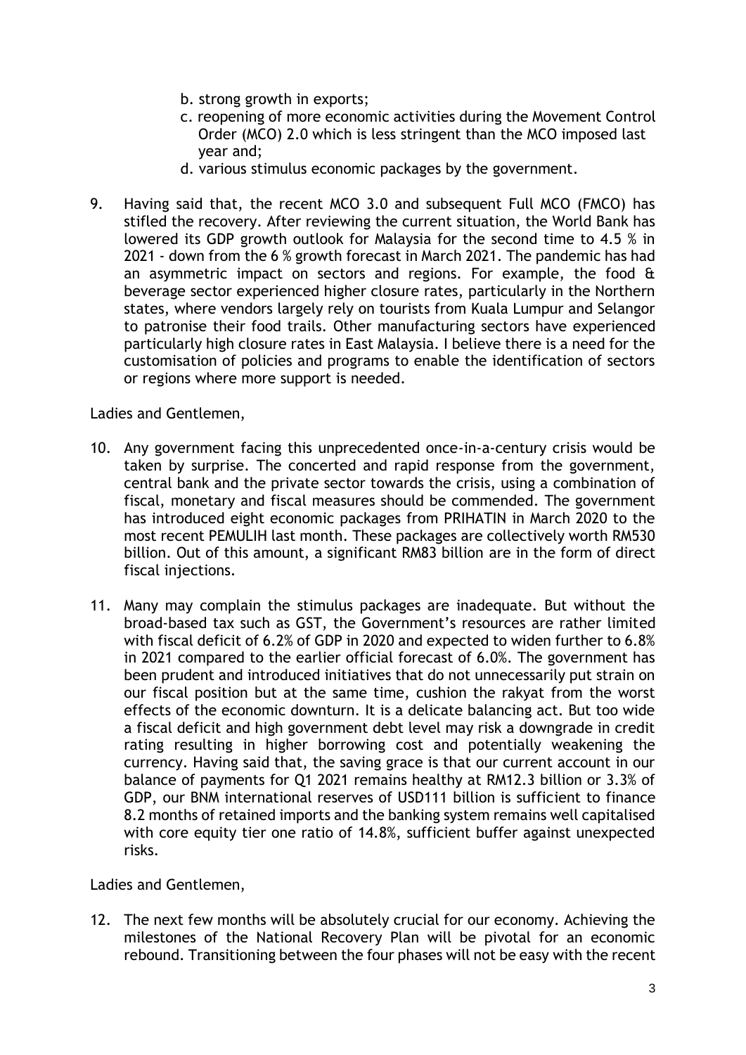b. strong growth in exports;
c. reopening of more economic activities during the Movement Control Order (MCO) 2.0 which is less stringent than the MCO imposed last year and;
d. various stimulus economic packages by the government.

9. Having said that, the recent MCO 3.0 and subsequent Full MCO (FMCO) has stifled the recovery. After reviewing the current situation, the World Bank has lowered its GDP growth outlook for Malaysia for the second time to 4.5 % in 2021 - down from the 6 % growth forecast in March 2021. The pandemic has had an asymmetric impact on sectors and regions. For example, the food & beverage sector experienced higher closure rates, particularly in the Northern states, where vendors largely rely on tourists from Kuala Lumpur and Selangor to patronise their food trails. Other manufacturing sectors have experienced particularly high closure rates in East Malaysia. I believe there is a need for the customisation of policies and programs to enable the identification of sectors or regions where more support is needed.

Ladies and Gentlemen,

10. Any government facing this unprecedented once-in-a-century crisis would be taken by surprise. The concerted and rapid response from the government, central bank and the private sector towards the crisis, using a combination of fiscal, monetary and fiscal measures should be commended. The government has introduced eight economic packages from PRIHATIN in March 2020 to the most recent PEMULIH last month. These packages are collectively worth RM530 billion. Out of this amount, a significant RM83 billion are in the form of direct fiscal injections.

11. Many may complain the stimulus packages are inadequate. But without the broad-based tax such as GST, the Government's resources are rather limited with fiscal deficit of 6.2% of GDP in 2020 and expected to widen further to 6.8% in 2021 compared to the earlier official forecast of 6.0%. The government has been prudent and introduced initiatives that do not unnecessarily put strain on our fiscal position but at the same time, cushion the rakyat from the worst effects of the economic downturn. It is a delicate balancing act. But too wide a fiscal deficit and high government debt level may risk a downgrade in credit rating resulting in higher borrowing cost and potentially weakening the currency. Having said that, the saving grace is that our current account in our balance of payments for Q1 2021 remains healthy at RM12.3 billion or 3.3% of GDP, our BNM international reserves of USD111 billion is sufficient to finance 8.2 months of retained imports and the banking system remains well capitalised with core equity tier one ratio of 14.8%, sufficient buffer against unexpected risks.

Ladies and Gentlemen,

12. The next few months will be absolutely crucial for our economy. Achieving the milestones of the National Recovery Plan will be pivotal for an economic rebound. Transitioning between the four phases will not be easy with the recent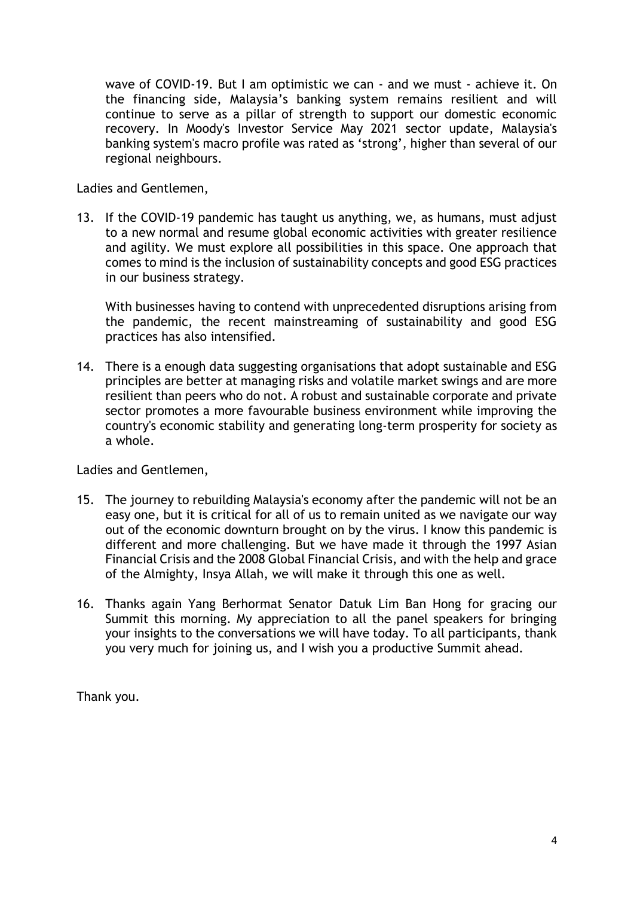wave of COVID-19. But I am optimistic we can - and we must - achieve it. On the financing side, Malaysia's banking system remains resilient and will continue to serve as a pillar of strength to support our domestic economic recovery. In Moody's Investor Service May 2021 sector update, Malaysia's banking system's macro profile was rated as 'strong', higher than several of our regional neighbours.

Ladies and Gentlemen,

13. If the COVID-19 pandemic has taught us anything, we, as humans, must adjust to a new normal and resume global economic activities with greater resilience and agility. We must explore all possibilities in this space. One approach that comes to mind is the inclusion of sustainability concepts and good ESG practices in our business strategy.

    With businesses having to contend with unprecedented disruptions arising from the pandemic, the recent mainstreaming of sustainability and good ESG practices has also intensified.

14. There is a enough data suggesting organisations that adopt sustainable and ESG principles are better at managing risks and volatile market swings and are more resilient than peers who do not. A robust and sustainable corporate and private sector promotes a more favourable business environment while improving the country's economic stability and generating long-term prosperity for society as a whole.

Ladies and Gentlemen,

15. The journey to rebuilding Malaysia's economy after the pandemic will not be an easy one, but it is critical for all of us to remain united as we navigate our way out of the economic downturn brought on by the virus. I know this pandemic is different and more challenging. But we have made it through the 1997 Asian Financial Crisis and the 2008 Global Financial Crisis, and with the help and grace of the Almighty, Insya Allah, we will make it through this one as well.

16. Thanks again Yang Berhormat Senator Datuk Lim Ban Hong for gracing our Summit this morning. My appreciation to all the panel speakers for bringing your insights to the conversations we will have today. To all participants, thank you very much for joining us, and I wish you a productive Summit ahead.

Thank you.